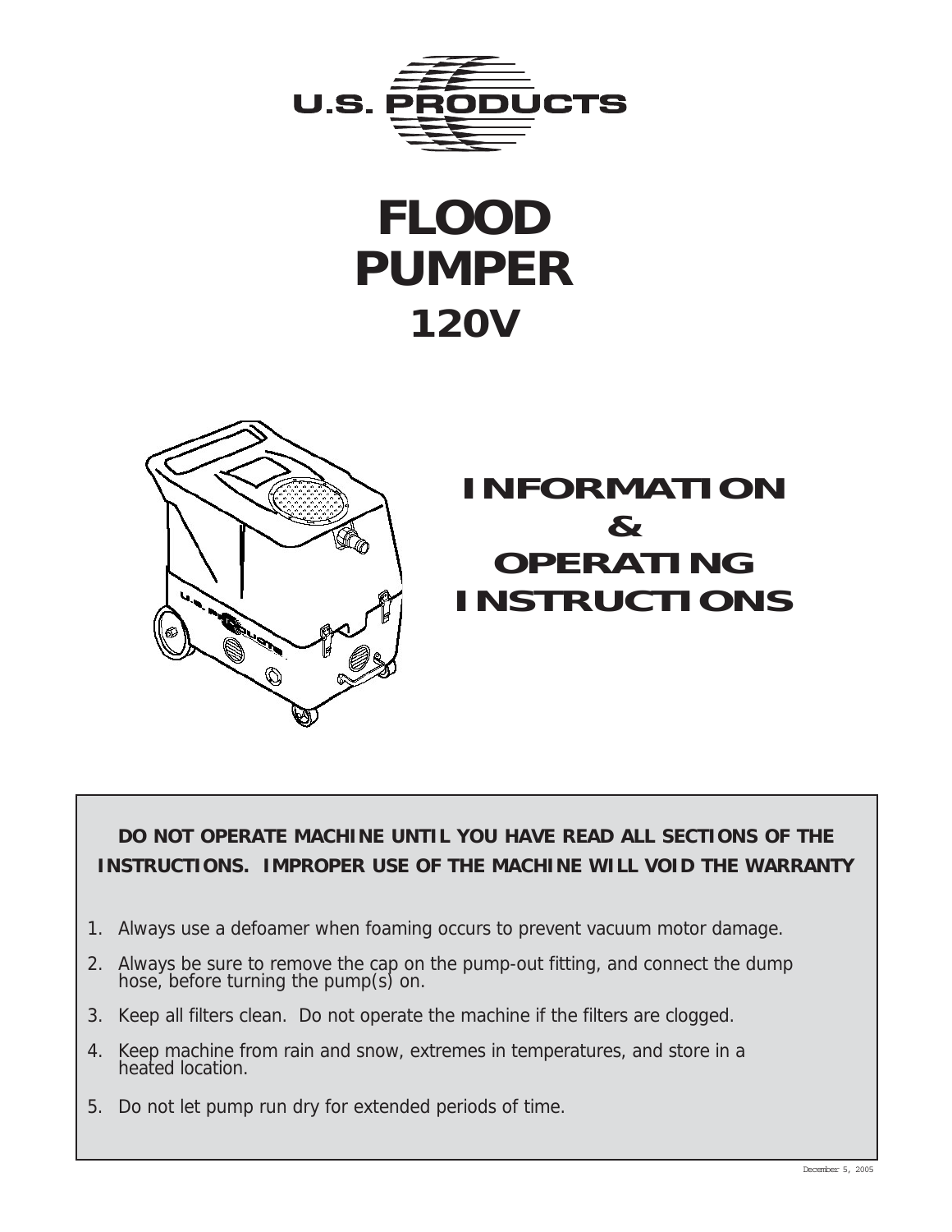U.S. PRODUCTS

# FLOOD PUMPER

## 120V

## INFORMATION & OPERATING INSTRUCTIONS

**DO NOT OPERATE MACHINE UNTIL YOU HAVE READ ALL SECTIONS OF THE INSTRUCTIONS. IMPROPER USE OF THE MACHINE WILL VOID THE WARRANTY**

1. Always use a defoamer when foaming occurs to prevent vacuum motor damage.
2. Always be sure to remove the cap on the pump-out fitting, and connect the dump hose, before turning the pump(s) on.
3. Keep all filters clean. Do not operate the machine if the filters are clogged.
4. Keep machine from rain and snow, extremes in temperatures, and store in a heated location.
5. Do not let pump run dry for extended periods of time.

December 5, 2005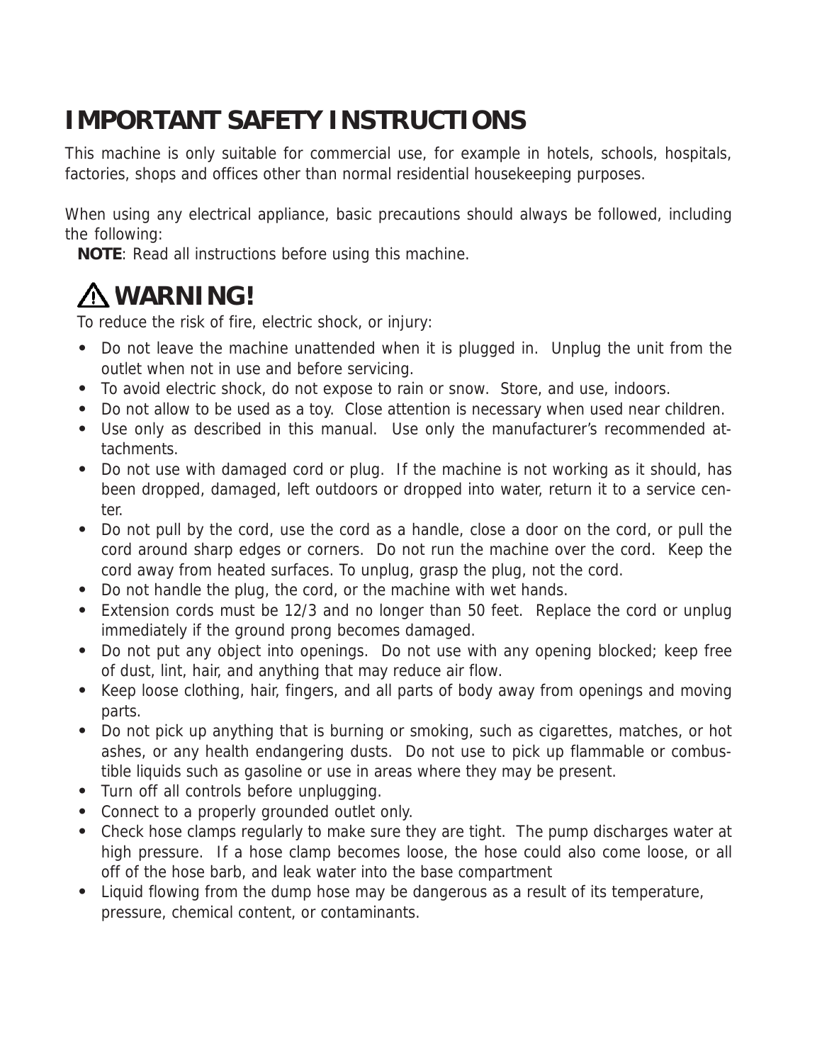# IMPORTANT SAFETY INSTRUCTIONS

This machine is only suitable for commercial use, for example in hotels, schools, hospitals, factories, shops and offices other than normal residential housekeeping purposes.

When using any electrical appliance, basic precautions should always be followed, including the following:

**NOTE**: Read all instructions before using this machine.

## ⚠ WARNING!

To reduce the risk of fire, electric shock, or injury:

- Do not leave the machine unattended when it is plugged in. Unplug the unit from the outlet when not in use and before servicing.
- To avoid electric shock, do not expose to rain or snow. Store, and use, indoors.
- Do not allow to be used as a toy. Close attention is necessary when used near children.
- Use only as described in this manual. Use only the manufacturer's recommended attachments.
- Do not use with damaged cord or plug. If the machine is not working as it should, has been dropped, damaged, left outdoors or dropped into water, return it to a service center.
- Do not pull by the cord, use the cord as a handle, close a door on the cord, or pull the cord around sharp edges or corners. Do not run the machine over the cord. Keep the cord away from heated surfaces. To unplug, grasp the plug, not the cord.
- Do not handle the plug, the cord, or the machine with wet hands.
- Extension cords must be 12/3 and no longer than 50 feet. Replace the cord or unplug immediately if the ground prong becomes damaged.
- Do not put any object into openings. Do not use with any opening blocked; keep free of dust, lint, hair, and anything that may reduce air flow.
- Keep loose clothing, hair, fingers, and all parts of body away from openings and moving parts.
- Do not pick up anything that is burning or smoking, such as cigarettes, matches, or hot ashes, or any health endangering dusts. Do not use to pick up flammable or combustible liquids such as gasoline or use in areas where they may be present.
- Turn off all controls before unplugging.
- Connect to a properly grounded outlet only.
- Check hose clamps regularly to make sure they are tight. The pump discharges water at high pressure. If a hose clamp becomes loose, the hose could also come loose, or all off of the hose barb, and leak water into the base compartment
- Liquid flowing from the dump hose may be dangerous as a result of its temperature, pressure, chemical content, or contaminants.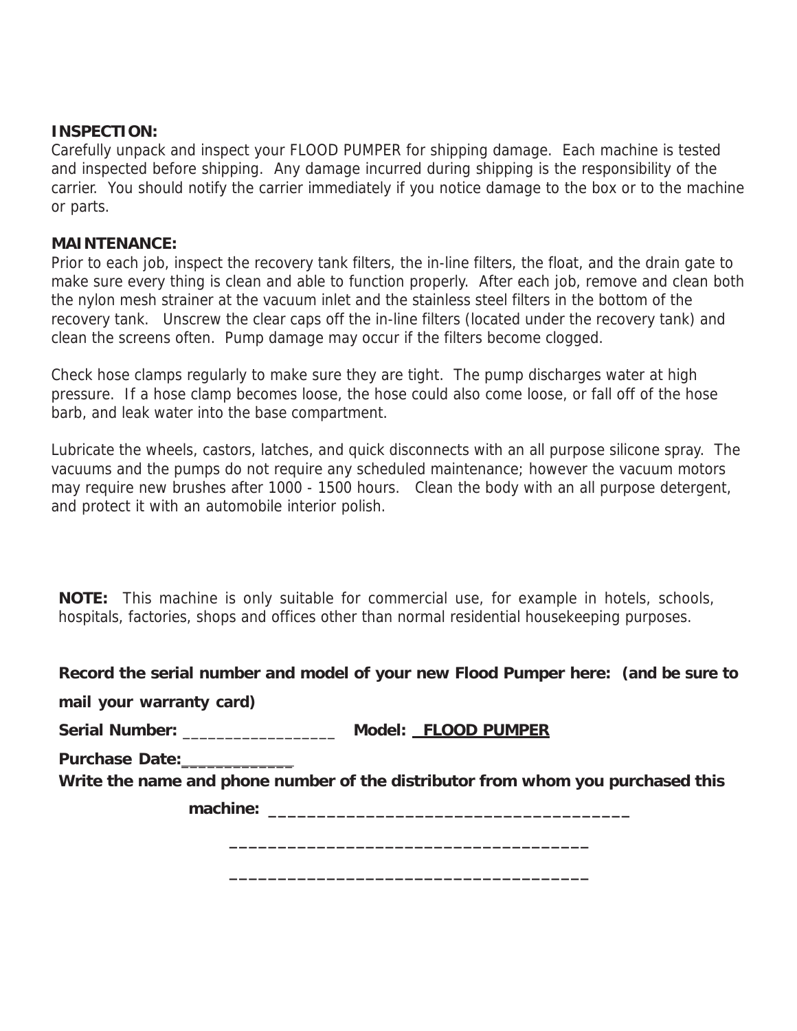**INSPECTION:**

Carefully unpack and inspect your FLOOD PUMPER for shipping damage. Each machine is tested and inspected before shipping. Any damage incurred during shipping is the responsibility of the carrier. You should notify the carrier immediately if you notice damage to the box or to the machine or parts.

**MAINTENANCE:**

Prior to each job, inspect the recovery tank filters, the in-line filters, the float, and the drain gate to make sure every thing is clean and able to function properly. After each job, remove and clean both the nylon mesh strainer at the vacuum inlet and the stainless steel filters in the bottom of the recovery tank. Unscrew the clear caps off the in-line filters (located under the recovery tank) and clean the screens often. Pump damage may occur if the filters become clogged.

Check hose clamps regularly to make sure they are tight. The pump discharges water at high pressure. If a hose clamp becomes loose, the hose could also come loose, or fall off of the hose barb, and leak water into the base compartment.

Lubricate the wheels, castors, latches, and quick disconnects with an all purpose silicone spray. The vacuums and the pumps do not require any scheduled maintenance; however the vacuum motors may require new brushes after 1000 - 1500 hours. Clean the body with an all purpose detergent, and protect it with an automobile interior polish.

**NOTE:** This machine is only suitable for commercial use, for example in hotels, schools, hospitals, factories, shops and offices other than normal residential housekeeping purposes.

**Record the serial number and model of your new Flood Pumper here: (and be sure to mail your warranty card)**

**Serial Number:** _________________ **Model:** __FLOOD PUMPER__

**Purchase Date:**____________

**Write the name and phone number of the distributor from whom you purchased this machine:** ____________________________________

____________________________________

____________________________________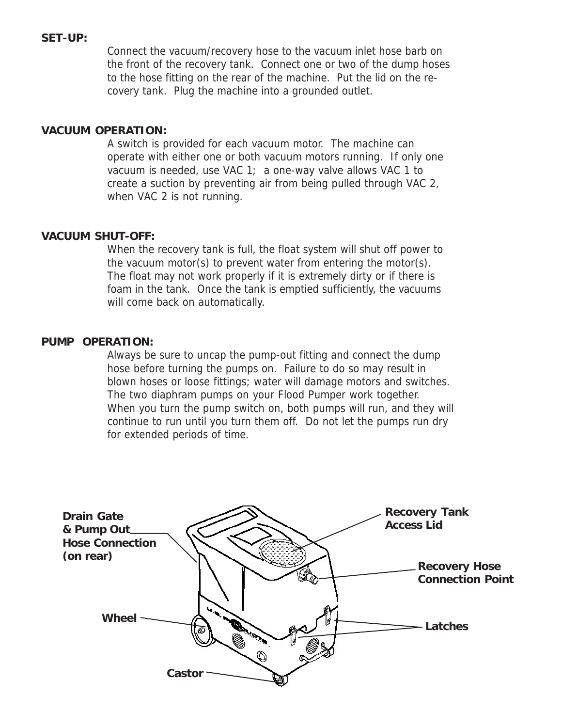**SET-UP:**

Connect the vacuum/recovery hose to the vacuum inlet hose barb on the front of the recovery tank. Connect one or two of the dump hoses to the hose fitting on the rear of the machine. Put the lid on the recovery tank. Plug the machine into a grounded outlet.

**VACUUM OPERATION:**

A switch is provided for each vacuum motor. The machine can operate with either one or both vacuum motors running. If only one vacuum is needed, use VAC 1; a one-way valve allows VAC 1 to create a suction by preventing air from being pulled through VAC 2, when VAC 2 is not running.

**VACUUM SHUT-OFF:**

When the recovery tank is full, the float system will shut off power to the vacuum motor(s) to prevent water from entering the motor(s). The float may not work properly if it is extremely dirty or if there is foam in the tank. Once the tank is emptied sufficiently, the vacuums will come back on automatically.

**PUMP OPERATION:**

Always be sure to uncap the pump-out fitting and connect the dump hose before turning the pumps on. Failure to do so may result in blown hoses or loose fittings; water will damage motors and switches. The two diaphram pumps on your Flood Pumper work together. When you turn the pump switch on, both pumps will run, and they will continue to run until you turn them off. Do not let the pumps run dry for extended periods of time.

**Drain Gate & Pump Out Hose Connection (on rear)**

**Recovery Tank Access Lid**

**Recovery Hose Connection Point**

**Wheel**

**Latches**

**Castor**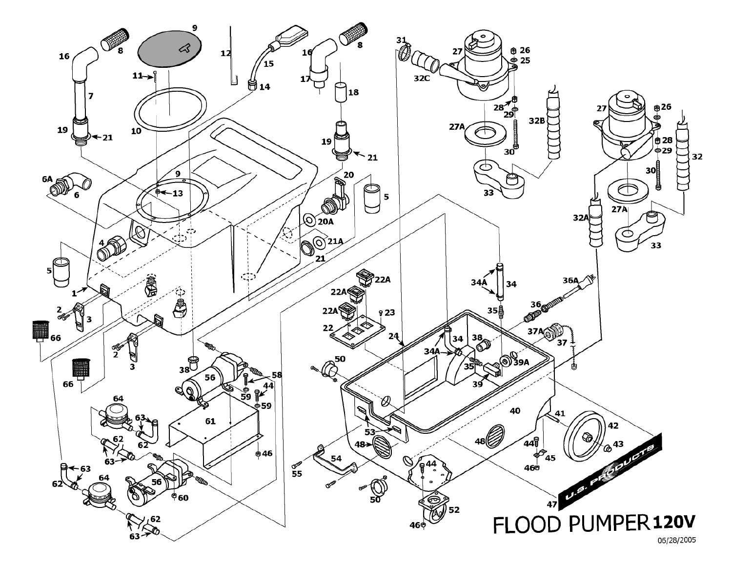# FLOOD PUMPER 120V

06/28/2005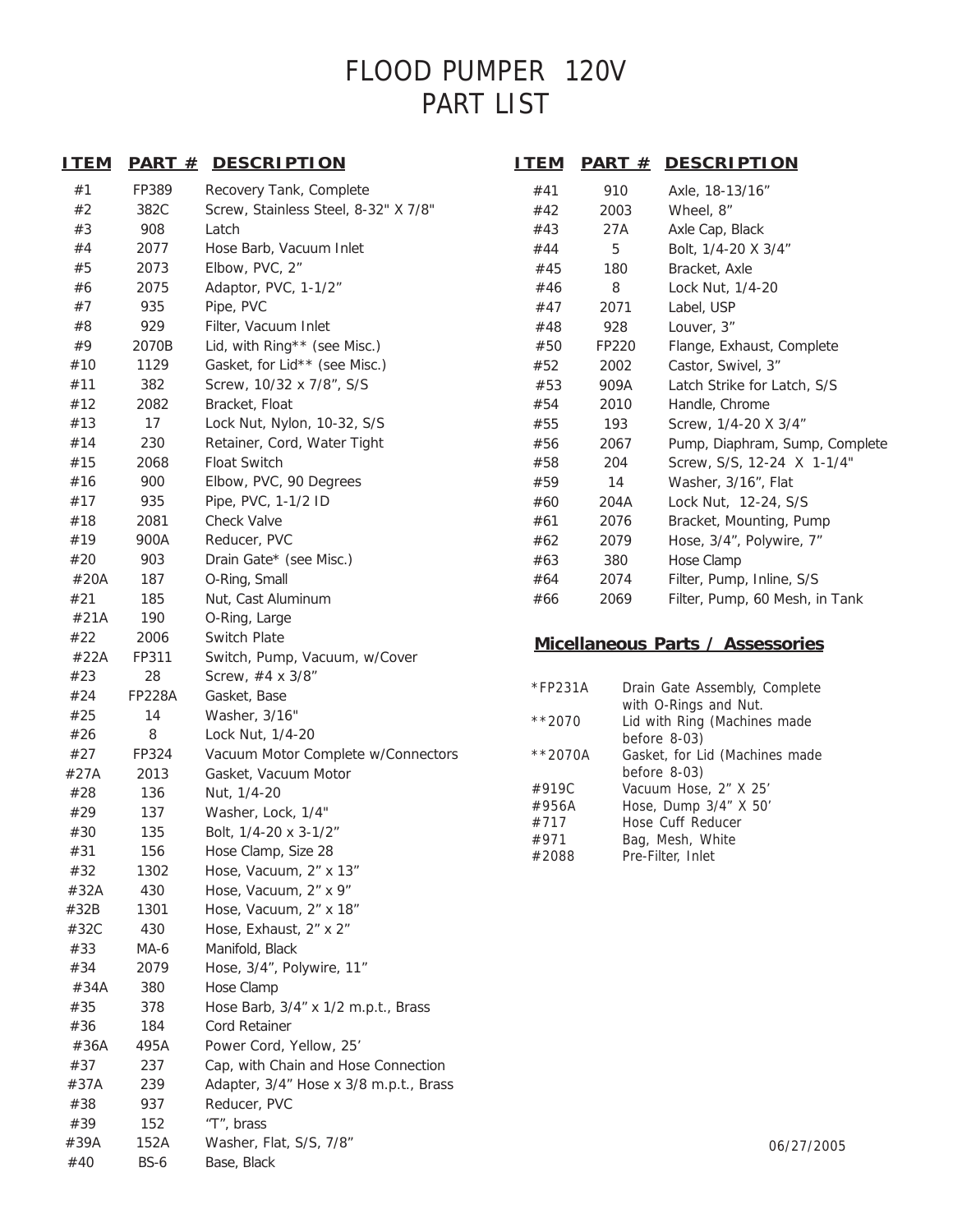# FLOOD PUMPER 120V
# PART LIST

| ITEM | PART # | DESCRIPTION |
|---|---|---|
| #1 | FP389 | Recovery Tank, Complete |
| #2 | 382C | Screw, Stainless Steel, 8-32" X 7/8" |
| #3 | 908 | Latch |
| #4 | 2077 | Hose Barb, Vacuum Inlet |
| #5 | 2073 | Elbow, PVC, 2” |
| #6 | 2075 | Adaptor, PVC, 1-1/2” |
| #7 | 935 | Pipe, PVC |
| #8 | 929 | Filter, Vacuum Inlet |
| #9 | 2070B | Lid, with Ring** (see Misc.) |
| #10 | 1129 | Gasket, for Lid** (see Misc.) |
| #11 | 382 | Screw, 10/32 x 7/8”, S/S |
| #12 | 2082 | Bracket, Float |
| #13 | 17 | Lock Nut, Nylon, 10-32, S/S |
| #14 | 230 | Retainer, Cord, Water Tight |
| #15 | 2068 | Float Switch |
| #16 | 900 | Elbow, PVC, 90 Degrees |
| #17 | 935 | Pipe, PVC, 1-1/2 ID |
| #18 | 2081 | Check Valve |
| #19 | 900A | Reducer, PVC |
| #20 | 903 | Drain Gate* (see Misc.) |
| #20A | 187 | O-Ring, Small |
| #21 | 185 | Nut, Cast Aluminum |
| #21A | 190 | O-Ring, Large |
| #22 | 2006 | Switch Plate |
| #22A | FP311 | Switch, Pump, Vacuum, w/Cover |
| #23 | 28 | Screw, #4 x 3/8” |
| #24 | FP228A | Gasket, Base |
| #25 | 14 | Washer, 3/16" |
| #26 | 8 | Lock Nut, 1/4-20 |
| #27 | FP324 | Vacuum Motor Complete w/Connectors |
| #27A | 2013 | Gasket, Vacuum Motor |
| #28 | 136 | Nut, 1/4-20 |
| #29 | 137 | Washer, Lock, 1/4" |
| #30 | 135 | Bolt, 1/4-20 x 3-1/2” |
| #31 | 156 | Hose Clamp, Size 28 |
| #32 | 1302 | Hose, Vacuum, 2” x 13” |
| #32A | 430 | Hose, Vacuum, 2” x 9” |
| #32B | 1301 | Hose, Vacuum, 2” x 18” |
| #32C | 430 | Hose, Exhaust, 2” x 2” |
| #33 | MA-6 | Manifold, Black |
| #34 | 2079 | Hose, 3/4”, Polywire, 11” |
| #34A | 380 | Hose Clamp |
| #35 | 378 | Hose Barb, 3/4” x 1/2 m.p.t., Brass |
| #36 | 184 | Cord Retainer |
| #36A | 495A | Power Cord, Yellow, 25’ |
| #37 | 237 | Cap, with Chain and Hose Connection |
| #37A | 239 | Adapter, 3/4” Hose x 3/8 m.p.t., Brass |
| #38 | 937 | Reducer, PVC |
| #39 | 152 | “T”, brass |
| #39A | 152A | Washer, Flat, S/S, 7/8” |
| #40 | BS-6 | Base, Black |
| #41 | 910 | Axle, 18-13/16” |
| #42 | 2003 | Wheel, 8” |
| #43 | 27A | Axle Cap, Black |
| #44 | 5 | Bolt, 1/4-20 X 3/4” |
| #45 | 180 | Bracket, Axle |
| #46 | 8 | Lock Nut, 1/4-20 |
| #47 | 2071 | Label, USP |
| #48 | 928 | Louver, 3” |
| #50 | FP220 | Flange, Exhaust, Complete |
| #52 | 2002 | Castor, Swivel, 3” |
| #53 | 909A | Latch Strike for Latch, S/S |
| #54 | 2010 | Handle, Chrome |
| #55 | 193 | Screw, 1/4-20 X 3/4” |
| #56 | 2067 | Pump, Diaphram, Sump, Complete |
| #58 | 204 | Screw, S/S, 12-24 X 1-1/4" |
| #59 | 14 | Washer, 3/16”, Flat |
| #60 | 204A | Lock Nut, 12-24, S/S |
| #61 | 2076 | Bracket, Mounting, Pump |
| #62 | 2079 | Hose, 3/4”, Polywire, 7” |
| #63 | 380 | Hose Clamp |
| #64 | 2074 | Filter, Pump, Inline, S/S |
| #66 | 2069 | Filter, Pump, 60 Mesh, in Tank |

## Micellaneous Parts / Assessories

| PART # | DESCRIPTION |
|---|---|
| *FP231A | Drain Gate Assembly, Complete with O-Rings and Nut. |
| **2070 | Lid with Ring (Machines made before 8-03) |
| **2070A | Gasket, for Lid (Machines made before 8-03) |
| #919C | Vacuum Hose, 2” X 25’ |
| #956A | Hose, Dump 3/4” X 50’ |
| #717 | Hose Cuff Reducer |
| #971 | Bag, Mesh, White |
| #2088 | Pre-Filter, Inlet |

06/27/2005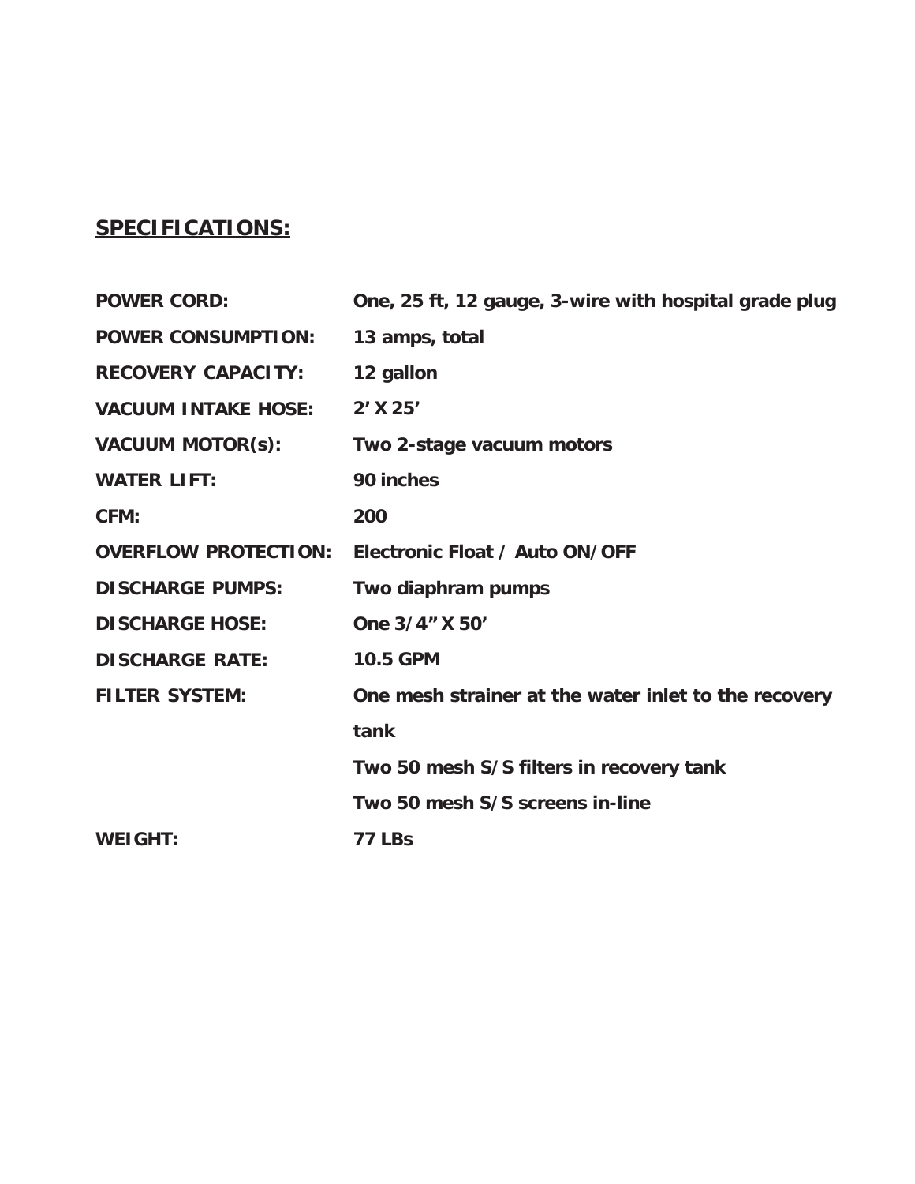## SPECIFICATIONS:

| | |
|---|---|
| **POWER CORD:** | **One, 25 ft, 12 gauge, 3-wire with hospital grade plug** |
| **POWER CONSUMPTION:** | **13 amps, total** |
| **RECOVERY CAPACITY:** | **12 gallon** |
| **VACUUM INTAKE HOSE:** | **2' X 25'** |
| **VACUUM MOTOR(s):** | **Two 2-stage vacuum motors** |
| **WATER LIFT:** | **90 inches** |
| **CFM:** | **200** |
| **OVERFLOW PROTECTION:** | **Electronic Float / Auto ON/OFF** |
| **DISCHARGE PUMPS:** | **Two diaphram pumps** |
| **DISCHARGE HOSE:** | **One 3/4" X 50'** |
| **DISCHARGE RATE:** | **10.5 GPM** |
| **FILTER SYSTEM:** | **One mesh strainer at the water inlet to the recovery tank** |
| | **Two 50 mesh S/S filters in recovery tank** |
| | **Two 50 mesh S/S screens in-line** |
| **WEIGHT:** | **77 LBs** |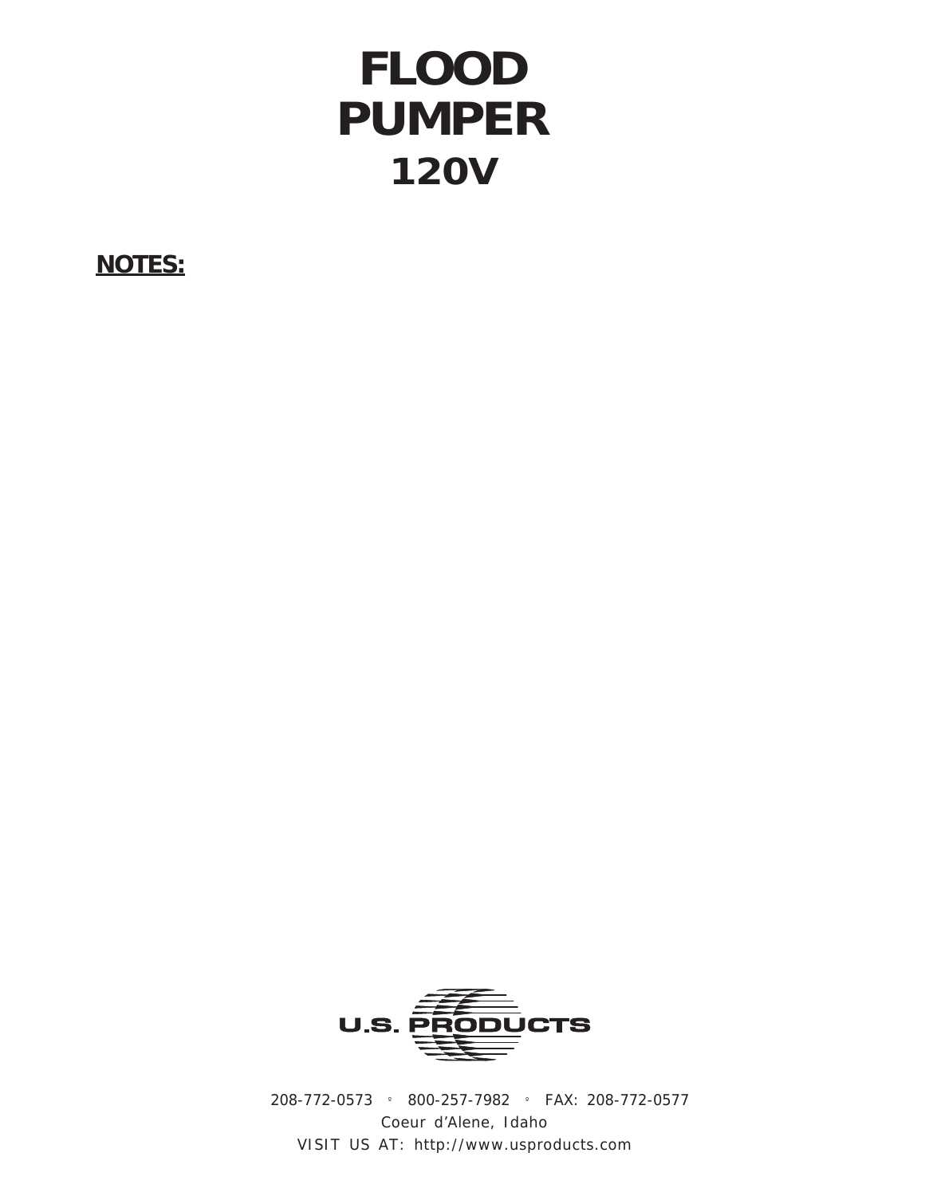# FLOOD PUMPER

## 120V

**NOTES:**

U.S. PRODUCTS

208-772-0573 ◦ 800-257-7982 ◦ FAX: 208-772-0577

Coeur d'Alene, Idaho

VISIT US AT: http://www.usproducts.com